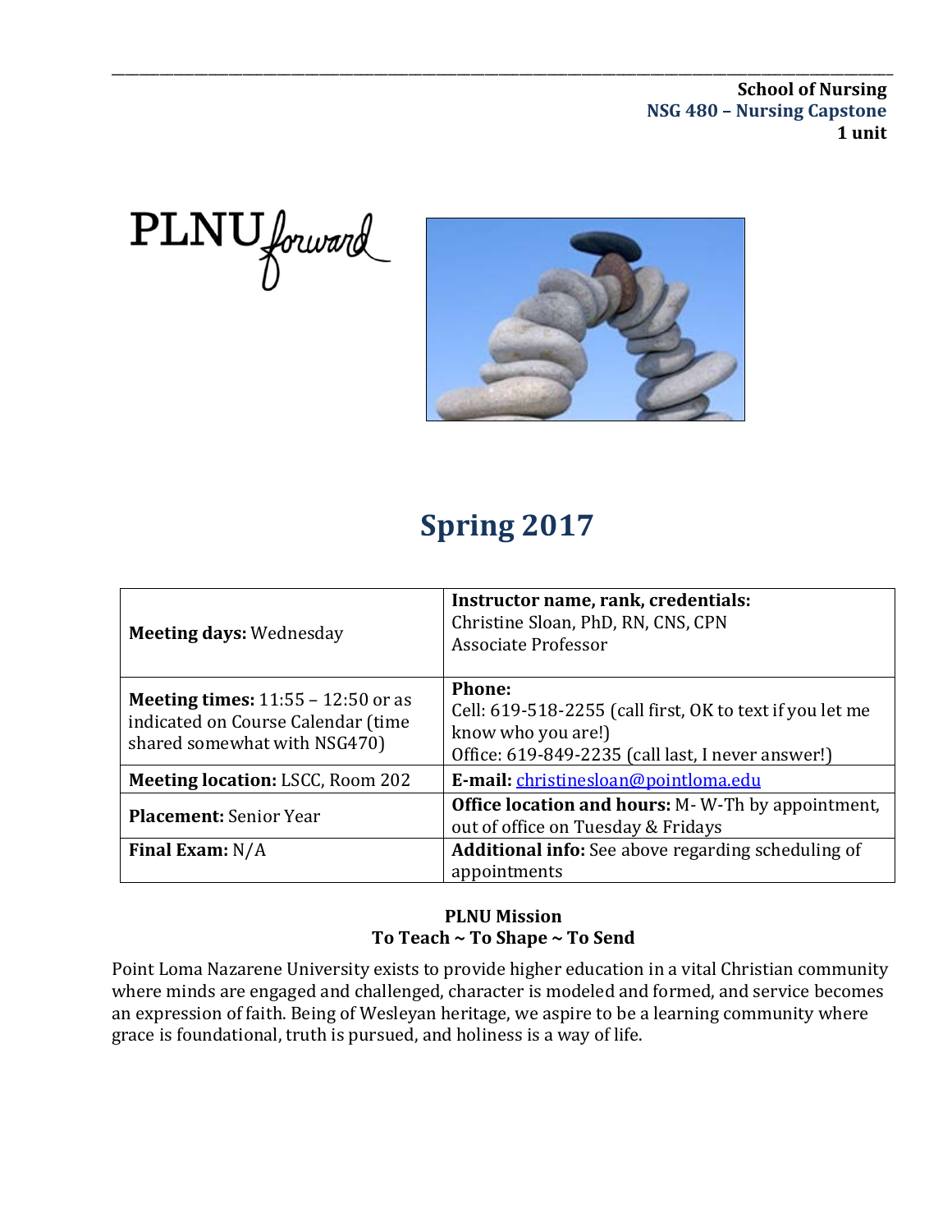**School of Nursing**
**NSG 480 – Nursing Capstone**
**1 unit**

PLNU forward

# Spring 2017

| **Meeting days:** Wednesday | **Instructor name, rank, credentials:** Christine Sloan, PhD, RN, CNS, CPN Associate Professor |
|---|---|
| **Meeting times:** 11:55 – 12:50 or as indicated on Course Calendar (time shared somewhat with NSG470) | **Phone:** Cell: 619-518-2255 (call first, OK to text if you let me know who you are!) Office: 619-849-2235 (call last, I never answer!) |
| **Meeting location:** LSCC, Room 202 | **E-mail:** christinesloan@pointloma.edu |
| **Placement:** Senior Year | **Office location and hours:** M- W-Th by appointment, out of office on Tuesday & Fridays |
| **Final Exam:** N/A | **Additional info:** See above regarding scheduling of appointments |

**PLNU Mission**
**To Teach ~ To Shape ~ To Send**

Point Loma Nazarene University exists to provide higher education in a vital Christian community where minds are engaged and challenged, character is modeled and formed, and service becomes an expression of faith. Being of Wesleyan heritage, we aspire to be a learning community where grace is foundational, truth is pursued, and holiness is a way of life.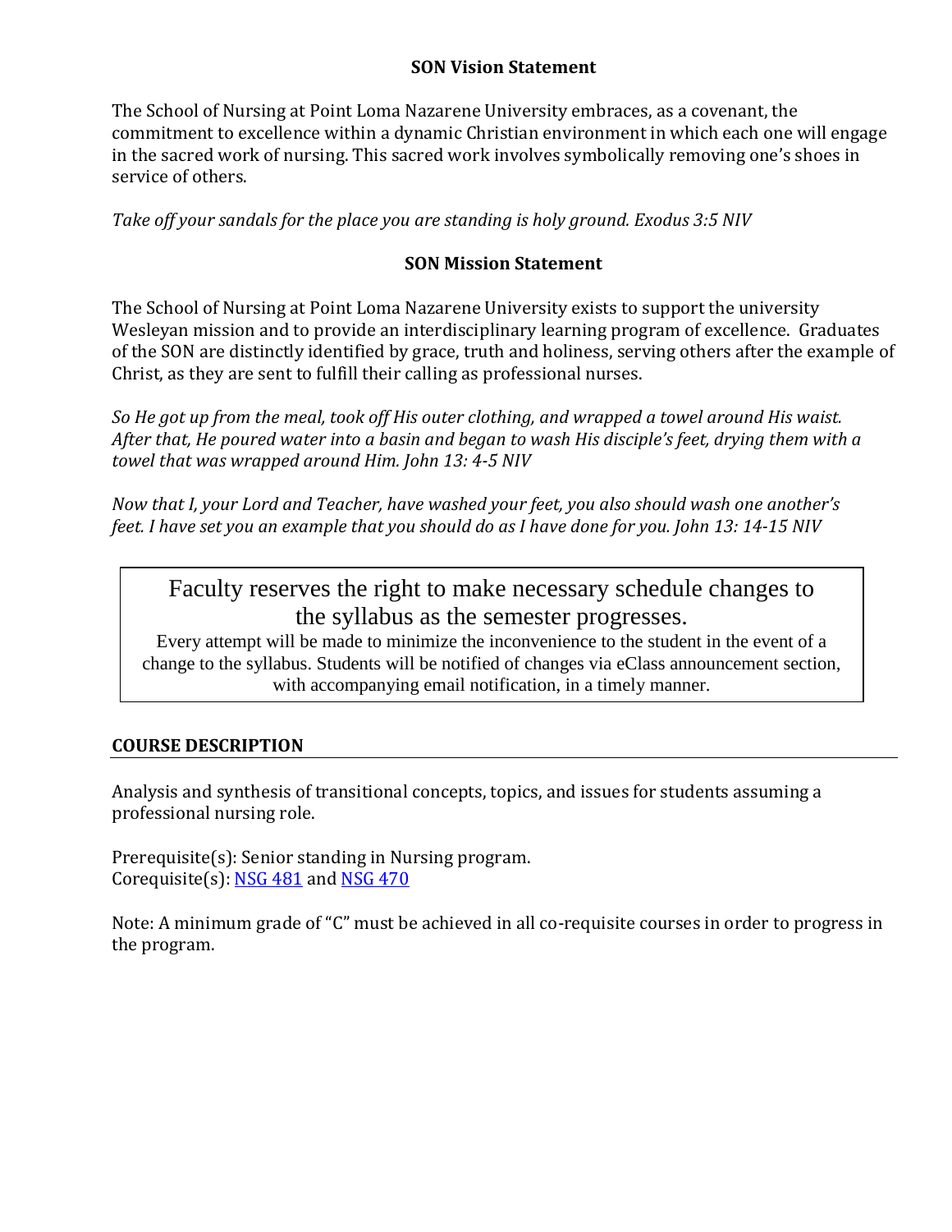### SON Vision Statement

The School of Nursing at Point Loma Nazarene University embraces, as a covenant, the commitment to excellence within a dynamic Christian environment in which each one will engage in the sacred work of nursing. This sacred work involves symbolically removing one's shoes in service of others.

*Take off your sandals for the place you are standing is holy ground. Exodus 3:5 NIV*

### SON Mission Statement

The School of Nursing at Point Loma Nazarene University exists to support the university Wesleyan mission and to provide an interdisciplinary learning program of excellence. Graduates of the SON are distinctly identified by grace, truth and holiness, serving others after the example of Christ, as they are sent to fulfill their calling as professional nurses.

*So He got up from the meal, took off His outer clothing, and wrapped a towel around His waist. After that, He poured water into a basin and began to wash His disciple's feet, drying them with a towel that was wrapped around Him. John 13: 4-5 NIV*

*Now that I, your Lord and Teacher, have washed your feet, you also should wash one another's feet. I have set you an example that you should do as I have done for you. John 13: 14-15 NIV*

> Faculty reserves the right to make necessary schedule changes to the syllabus as the semester progresses.
>
> Every attempt will be made to minimize the inconvenience to the student in the event of a change to the syllabus. Students will be notified of changes via eClass announcement section, with accompanying email notification, in a timely manner.

## COURSE DESCRIPTION

Analysis and synthesis of transitional concepts, topics, and issues for students assuming a professional nursing role.

Prerequisite(s): Senior standing in Nursing program.
Corequisite(s): NSG 481 and NSG 470

Note: A minimum grade of "C" must be achieved in all co-requisite courses in order to progress in the program.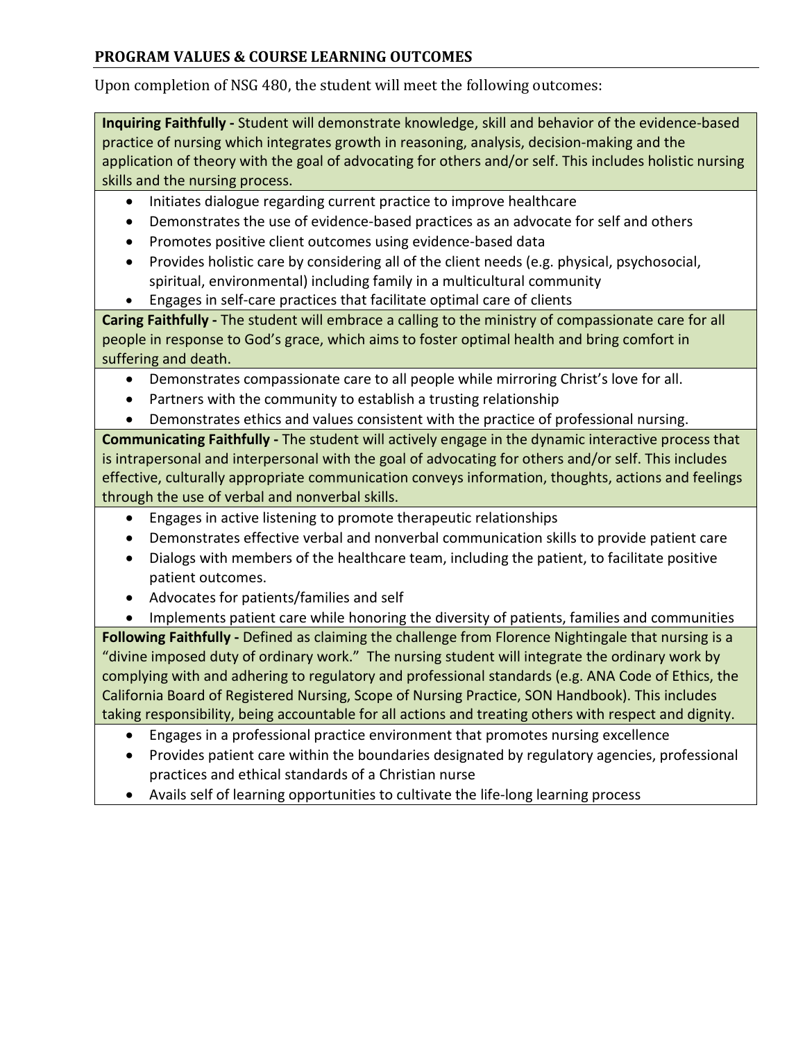## PROGRAM VALUES & COURSE LEARNING OUTCOMES

Upon completion of NSG 480, the student will meet the following outcomes:

**Inquiring Faithfully -** Student will demonstrate knowledge, skill and behavior of the evidence-based practice of nursing which integrates growth in reasoning, analysis, decision-making and the application of theory with the goal of advocating for others and/or self. This includes holistic nursing skills and the nursing process.

- Initiates dialogue regarding current practice to improve healthcare
- Demonstrates the use of evidence-based practices as an advocate for self and others
- Promotes positive client outcomes using evidence-based data
- Provides holistic care by considering all of the client needs (e.g. physical, psychosocial, spiritual, environmental) including family in a multicultural community
- Engages in self-care practices that facilitate optimal care of clients

**Caring Faithfully -** The student will embrace a calling to the ministry of compassionate care for all people in response to God's grace, which aims to foster optimal health and bring comfort in suffering and death.

- Demonstrates compassionate care to all people while mirroring Christ's love for all.
- Partners with the community to establish a trusting relationship
- Demonstrates ethics and values consistent with the practice of professional nursing.

**Communicating Faithfully -** The student will actively engage in the dynamic interactive process that is intrapersonal and interpersonal with the goal of advocating for others and/or self. This includes effective, culturally appropriate communication conveys information, thoughts, actions and feelings through the use of verbal and nonverbal skills.

- Engages in active listening to promote therapeutic relationships
- Demonstrates effective verbal and nonverbal communication skills to provide patient care
- Dialogs with members of the healthcare team, including the patient, to facilitate positive patient outcomes.
- Advocates for patients/families and self
- Implements patient care while honoring the diversity of patients, families and communities

**Following Faithfully -** Defined as claiming the challenge from Florence Nightingale that nursing is a "divine imposed duty of ordinary work." The nursing student will integrate the ordinary work by complying with and adhering to regulatory and professional standards (e.g. ANA Code of Ethics, the California Board of Registered Nursing, Scope of Nursing Practice, SON Handbook). This includes taking responsibility, being accountable for all actions and treating others with respect and dignity.

- Engages in a professional practice environment that promotes nursing excellence
- Provides patient care within the boundaries designated by regulatory agencies, professional practices and ethical standards of a Christian nurse
- Avails self of learning opportunities to cultivate the life-long learning process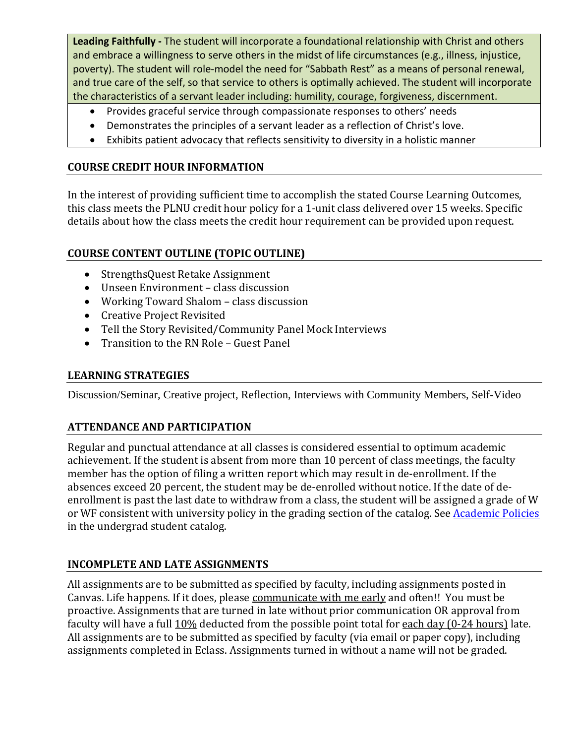| **Leading Faithfully -** The student will incorporate a foundational relationship with Christ and others and embrace a willingness to serve others in the midst of life circumstances (e.g., illness, injustice, poverty). The student will role-model the need for "Sabbath Rest" as a means of personal renewal, and true care of the self, so that service to others is optimally achieved. The student will incorporate the characteristics of a servant leader including: humility, courage, forgiveness, discernment. |
| --- |
| • Provides graceful service through compassionate responses to others' needs<br>• Demonstrates the principles of a servant leader as a reflection of Christ's love.<br>• Exhibits patient advocacy that reflects sensitivity to diversity in a holistic manner |

## COURSE CREDIT HOUR INFORMATION

In the interest of providing sufficient time to accomplish the stated Course Learning Outcomes, this class meets the PLNU credit hour policy for a 1-unit class delivered over 15 weeks. Specific details about how the class meets the credit hour requirement can be provided upon request.

## COURSE CONTENT OUTLINE (TOPIC OUTLINE)

- StrengthsQuest Retake Assignment
- Unseen Environment – class discussion
- Working Toward Shalom – class discussion
- Creative Project Revisited
- Tell the Story Revisited/Community Panel Mock Interviews
- Transition to the RN Role – Guest Panel

## LEARNING STRATEGIES

Discussion/Seminar, Creative project, Reflection, Interviews with Community Members, Self-Video

## ATTENDANCE AND PARTICIPATION

Regular and punctual attendance at all classes is considered essential to optimum academic achievement. If the student is absent from more than 10 percent of class meetings, the faculty member has the option of filing a written report which may result in de-enrollment. If the absences exceed 20 percent, the student may be de-enrolled without notice. If the date of de-enrollment is past the last date to withdraw from a class, the student will be assigned a grade of W or WF consistent with university policy in the grading section of the catalog. See Academic Policies in the undergrad student catalog.

## INCOMPLETE AND LATE ASSIGNMENTS

All assignments are to be submitted as specified by faculty, including assignments posted in Canvas. Life happens. If it does, please communicate with me early and often!! You must be proactive. Assignments that are turned in late without prior communication OR approval from faculty will have a full 10% deducted from the possible point total for each day (0-24 hours) late. All assignments are to be submitted as specified by faculty (via email or paper copy), including assignments completed in Eclass. Assignments turned in without a name will not be graded.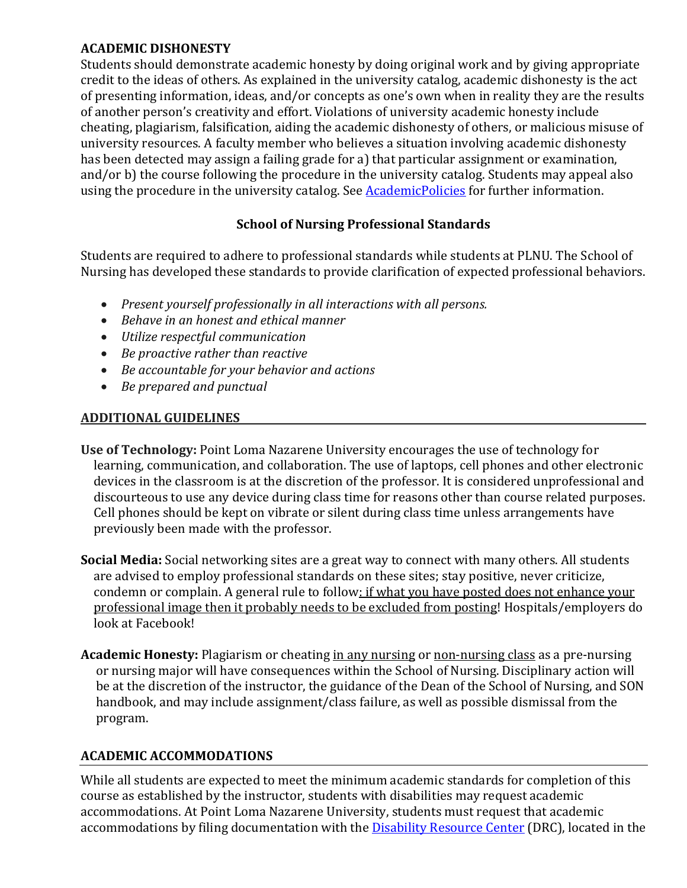## ACADEMIC DISHONESTY

Students should demonstrate academic honesty by doing original work and by giving appropriate credit to the ideas of others. As explained in the university catalog, academic dishonesty is the act of presenting information, ideas, and/or concepts as one's own when in reality they are the results of another person's creativity and effort. Violations of university academic honesty include cheating, plagiarism, falsification, aiding the academic dishonesty of others, or malicious misuse of university resources. A faculty member who believes a situation involving academic dishonesty has been detected may assign a failing grade for a) that particular assignment or examination, and/or b) the course following the procedure in the university catalog. Students may appeal also using the procedure in the university catalog. See [AcademicPolicies] for further information.

### School of Nursing Professional Standards

Students are required to adhere to professional standards while students at PLNU. The School of Nursing has developed these standards to provide clarification of expected professional behaviors.

- *Present yourself professionally in all interactions with all persons.*
- *Behave in an honest and ethical manner*
- *Utilize respectful communication*
- *Be proactive rather than reactive*
- *Be accountable for your behavior and actions*
- *Be prepared and punctual*

## ADDITIONAL GUIDELINES

**Use of Technology:** Point Loma Nazarene University encourages the use of technology for learning, communication, and collaboration. The use of laptops, cell phones and other electronic devices in the classroom is at the discretion of the professor. It is considered unprofessional and discourteous to use any device during class time for reasons other than course related purposes. Cell phones should be kept on vibrate or silent during class time unless arrangements have previously been made with the professor.

**Social Media:** Social networking sites are a great way to connect with many others. All students are advised to employ professional standards on these sites; stay positive, never criticize, condemn or complain. A general rule to follow: if what you have posted does not enhance your professional image then it probably needs to be excluded from posting! Hospitals/employers do look at Facebook!

**Academic Honesty:** Plagiarism or cheating in any nursing or non-nursing class as a pre-nursing or nursing major will have consequences within the School of Nursing. Disciplinary action will be at the discretion of the instructor, the guidance of the Dean of the School of Nursing, and SON handbook, and may include assignment/class failure, as well as possible dismissal from the program.

## ACADEMIC ACCOMMODATIONS

While all students are expected to meet the minimum academic standards for completion of this course as established by the instructor, students with disabilities may request academic accommodations. At Point Loma Nazarene University, students must request that academic accommodations by filing documentation with the [Disability Resource Center] (DRC), located in the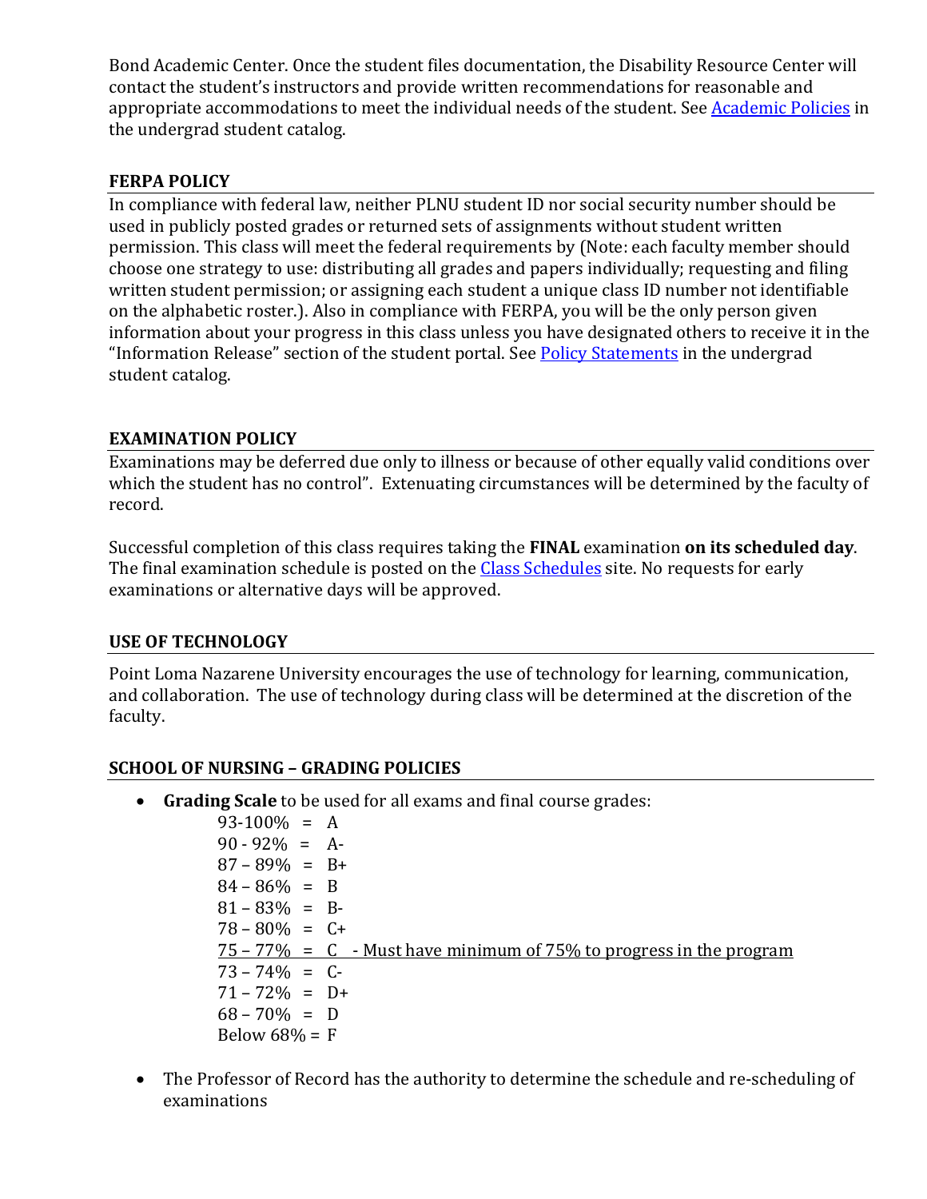Bond Academic Center. Once the student files documentation, the Disability Resource Center will contact the student's instructors and provide written recommendations for reasonable and appropriate accommodations to meet the individual needs of the student. See [Academic Policies](#) in the undergrad student catalog.

## FERPA POLICY

In compliance with federal law, neither PLNU student ID nor social security number should be used in publicly posted grades or returned sets of assignments without student written permission. This class will meet the federal requirements by (Note: each faculty member should choose one strategy to use: distributing all grades and papers individually; requesting and filing written student permission; or assigning each student a unique class ID number not identifiable on the alphabetic roster.). Also in compliance with FERPA, you will be the only person given information about your progress in this class unless you have designated others to receive it in the "Information Release" section of the student portal. See [Policy Statements](#) in the undergrad student catalog.

## EXAMINATION POLICY

Examinations may be deferred due only to illness or because of other equally valid conditions over which the student has no control". Extenuating circumstances will be determined by the faculty of record.

Successful completion of this class requires taking the **FINAL** examination **on its scheduled day**. The final examination schedule is posted on the [Class Schedules](#) site. No requests for early examinations or alternative days will be approved.

## USE OF TECHNOLOGY

Point Loma Nazarene University encourages the use of technology for learning, communication, and collaboration. The use of technology during class will be determined at the discretion of the faculty.

## SCHOOL OF NURSING – GRADING POLICIES

- **Grading Scale** to be used for all exams and final course grades:
  - 93-100% = A
  - 90 - 92% = A-
  - 87 – 89% = B+
  - 84 – 86% = B
  - 81 – 83% = B-
  - 78 – 80% = C+
  - 75 – 77% = C - Must have minimum of 75% to progress in the program
  - 73 – 74% = C-
  - 71 – 72% = D+
  - 68 – 70% = D
  - Below 68% = F
- The Professor of Record has the authority to determine the schedule and re-scheduling of examinations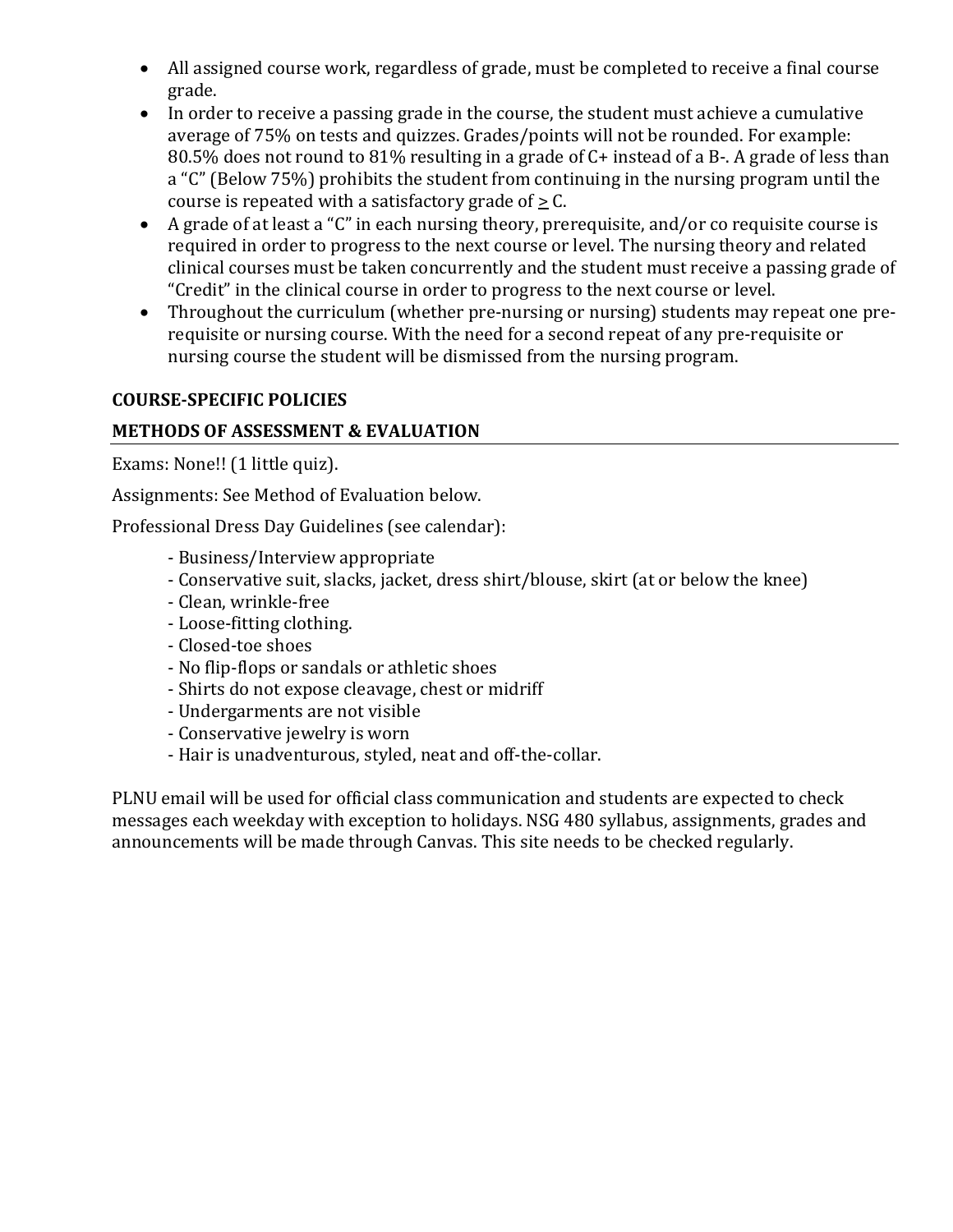- All assigned course work, regardless of grade, must be completed to receive a final course grade.
- In order to receive a passing grade in the course, the student must achieve a cumulative average of 75% on tests and quizzes. Grades/points will not be rounded. For example: 80.5% does not round to 81% resulting in a grade of C+ instead of a B-. A grade of less than a "C" (Below 75%) prohibits the student from continuing in the nursing program until the course is repeated with a satisfactory grade of $\geq$ C.
- A grade of at least a "C" in each nursing theory, prerequisite, and/or co requisite course is required in order to progress to the next course or level. The nursing theory and related clinical courses must be taken concurrently and the student must receive a passing grade of "Credit" in the clinical course in order to progress to the next course or level.
- Throughout the curriculum (whether pre-nursing or nursing) students may repeat one pre-requisite or nursing course. With the need for a second repeat of any pre-requisite or nursing course the student will be dismissed from the nursing program.

**COURSE-SPECIFIC POLICIES**

## METHODS OF ASSESSMENT & EVALUATION

Exams: None!! (1 little quiz).

Assignments: See Method of Evaluation below.

Professional Dress Day Guidelines (see calendar):

- Business/Interview appropriate
- Conservative suit, slacks, jacket, dress shirt/blouse, skirt (at or below the knee)
- Clean, wrinkle-free
- Loose-fitting clothing.
- Closed-toe shoes
- No flip-flops or sandals or athletic shoes
- Shirts do not expose cleavage, chest or midriff
- Undergarments are not visible
- Conservative jewelry is worn
- Hair is unadventurous, styled, neat and off-the-collar.

PLNU email will be used for official class communication and students are expected to check messages each weekday with exception to holidays. NSG 480 syllabus, assignments, grades and announcements will be made through Canvas. This site needs to be checked regularly.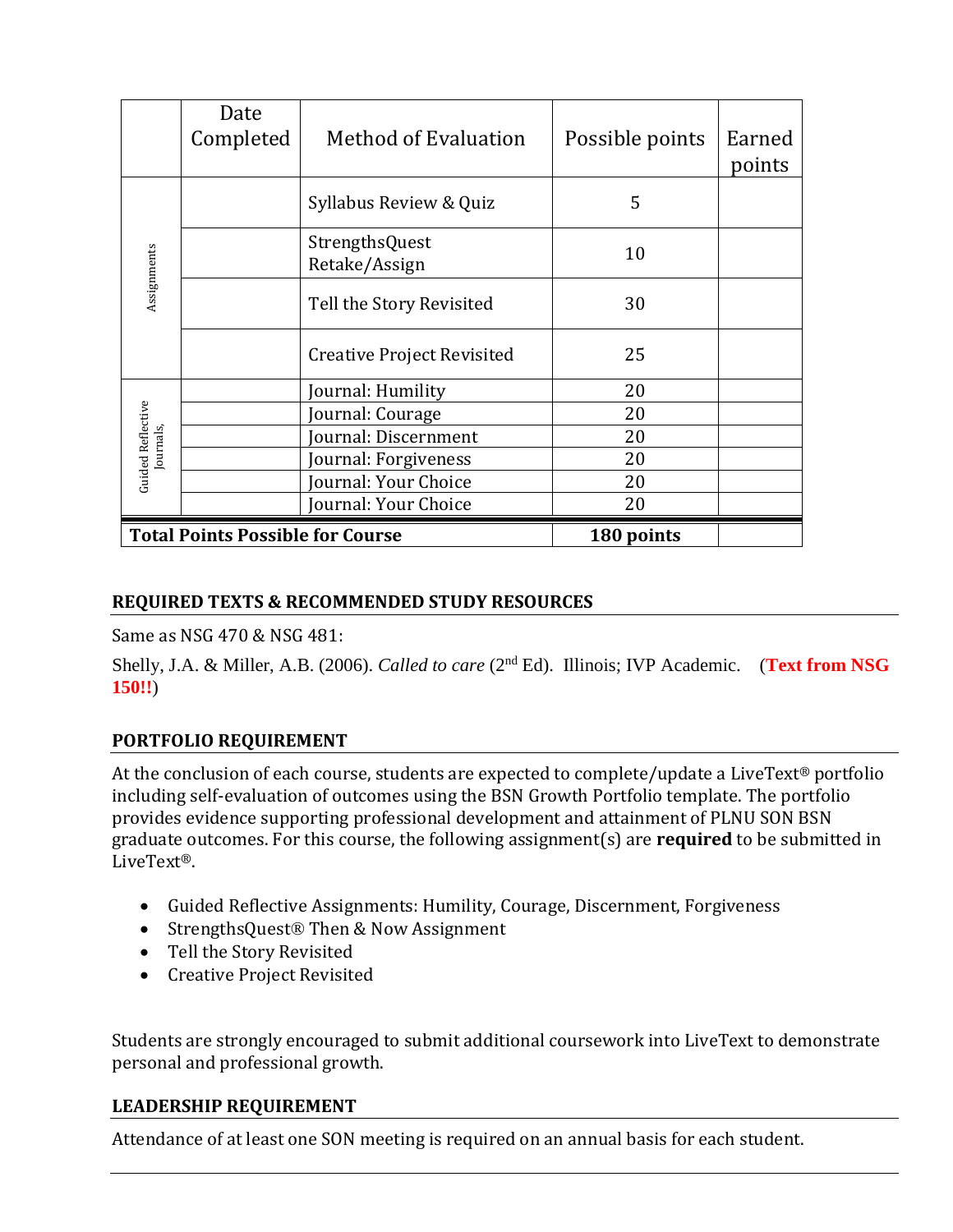|  | Date Completed | Method of Evaluation | Possible points | Earned points |
|---|---|---|---|---|
| Assignments |  | Syllabus Review & Quiz | 5 |  |
|  |  | StrengthsQuest Retake/Assign | 10 |  |
|  |  | Tell the Story Revisited | 30 |  |
|  |  | Creative Project Revisited | 25 |  |
| Guided Reflective Journals, |  | Journal: Humility | 20 |  |
|  |  | Journal: Courage | 20 |  |
|  |  | Journal: Discernment | 20 |  |
|  |  | Journal: Forgiveness | 20 |  |
|  |  | Journal: Your Choice | 20 |  |
|  |  | Journal: Your Choice | 20 |  |
| **Total Points Possible for Course** |  |  | **180 points** |  |

## REQUIRED TEXTS & RECOMMENDED STUDY RESOURCES

Same as NSG 470 & NSG 481:

Shelly, J.A. & Miller, A.B. (2006). *Called to care* (2nd Ed). Illinois; IVP Academic. (**Text from NSG 150!!**)

## PORTFOLIO REQUIREMENT

At the conclusion of each course, students are expected to complete/update a LiveText® portfolio including self-evaluation of outcomes using the BSN Growth Portfolio template. The portfolio provides evidence supporting professional development and attainment of PLNU SON BSN graduate outcomes. For this course, the following assignment(s) are **required** to be submitted in LiveText®.

- Guided Reflective Assignments: Humility, Courage, Discernment, Forgiveness
- StrengthsQuest® Then & Now Assignment
- Tell the Story Revisited
- Creative Project Revisited

Students are strongly encouraged to submit additional coursework into LiveText to demonstrate personal and professional growth.

## LEADERSHIP REQUIREMENT

Attendance of at least one SON meeting is required on an annual basis for each student.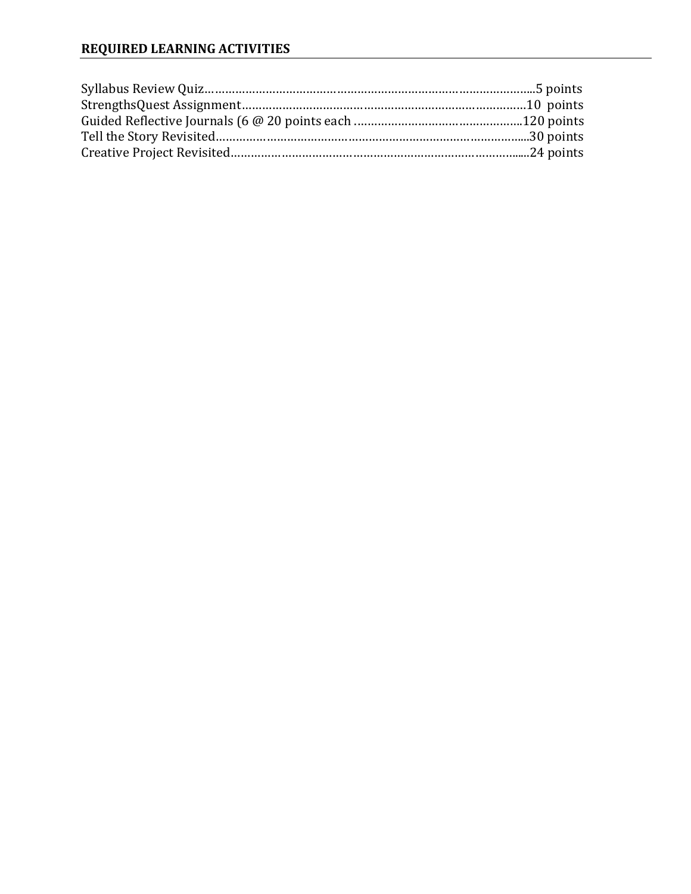## REQUIRED LEARNING ACTIVITIES

Syllabus Review Quiz……………………………………………………………………………………...5 points
StrengthsQuest Assignment…………………………………………………………………………10 points
Guided Reflective Journals (6 @ 20 points each …………………………………………..120 points
Tell the Story Revisited…………………………………………………………………………....30 points
Creative Project Revisited……………………………………………………………………......24 points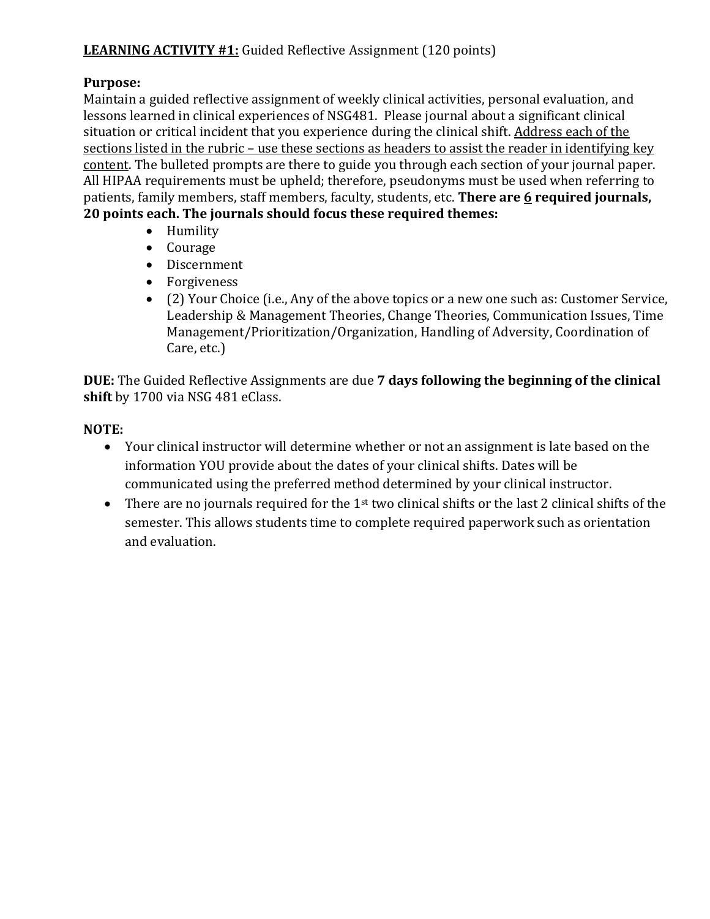**LEARNING ACTIVITY #1:** Guided Reflective Assignment (120 points)

**Purpose:**
Maintain a guided reflective assignment of weekly clinical activities, personal evaluation, and lessons learned in clinical experiences of NSG481. Please journal about a significant clinical situation or critical incident that you experience during the clinical shift. Address each of the sections listed in the rubric – use these sections as headers to assist the reader in identifying key content. The bulleted prompts are there to guide you through each section of your journal paper. All HIPAA requirements must be upheld; therefore, pseudonyms must be used when referring to patients, family members, staff members, faculty, students, etc. **There are 6 required journals, 20 points each. The journals should focus these required themes:**

- Humility
- Courage
- Discernment
- Forgiveness
- (2) Your Choice (i.e., Any of the above topics or a new one such as: Customer Service, Leadership & Management Theories, Change Theories, Communication Issues, Time Management/Prioritization/Organization, Handling of Adversity, Coordination of Care, etc.)

**DUE:** The Guided Reflective Assignments are due **7 days following the beginning of the clinical shift** by 1700 via NSG 481 eClass.

**NOTE:**

- Your clinical instructor will determine whether or not an assignment is late based on the information YOU provide about the dates of your clinical shifts. Dates will be communicated using the preferred method determined by your clinical instructor.
- There are no journals required for the 1st two clinical shifts or the last 2 clinical shifts of the semester. This allows students time to complete required paperwork such as orientation and evaluation.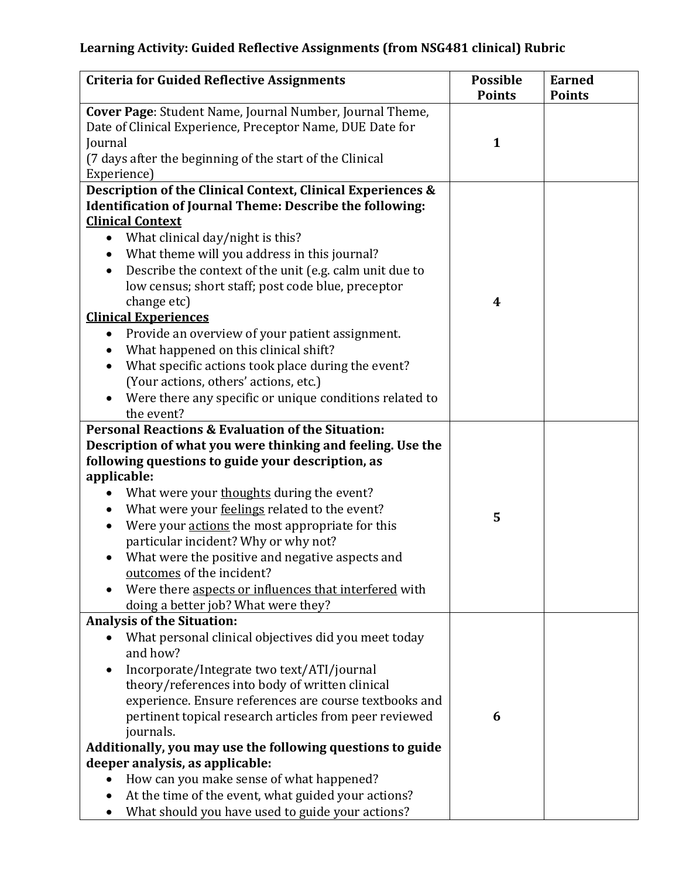**Learning Activity: Guided Reflective Assignments (from NSG481 clinical) Rubric**

| **Criteria for Guided Reflective Assignments** | **Possible Points** | **Earned Points** |
|---|---|---|
| **Cover Page**: Student Name, Journal Number, Journal Theme, Date of Clinical Experience, Preceptor Name, DUE Date for Journal<br>(7 days after the beginning of the start of the Clinical Experience) | **1** | |
| **Description of the Clinical Context, Clinical Experiences & Identification of Journal Theme: Describe the following:**<br>**<u>Clinical Context</u>**<br>• What clinical day/night is this?<br>• What theme will you address in this journal?<br>• Describe the context of the unit (e.g. calm unit due to low census; short staff; post code blue, preceptor change etc)<br>**<u>Clinical Experiences</u>**<br>• Provide an overview of your patient assignment.<br>• What happened on this clinical shift?<br>• What specific actions took place during the event? (Your actions, others' actions, etc.)<br>• Were there any specific or unique conditions related to the event? | **4** | |
| **Personal Reactions & Evaluation of the Situation: Description of what you were thinking and feeling. Use the following questions to guide your description, as applicable:**<br>• What were your <u>thoughts</u> during the event?<br>• What were your <u>feelings</u> related to the event?<br>• Were your <u>actions</u> the most appropriate for this particular incident? Why or why not?<br>• What were the positive and negative aspects and <u>outcomes</u> of the incident?<br>• Were there <u>aspects or influences that interfered</u> with doing a better job? What were they? | **5** | |
| **Analysis of the Situation:**<br>• What personal clinical objectives did you meet today and how?<br>• Incorporate/Integrate two text/ATI/journal theory/references into body of written clinical experience. Ensure references are course textbooks and pertinent topical research articles from peer reviewed journals.<br>**Additionally, you may use the following questions to guide deeper analysis, as applicable:**<br>• How can you make sense of what happened?<br>• At the time of the event, what guided your actions?<br>• What should you have used to guide your actions? | **6** | |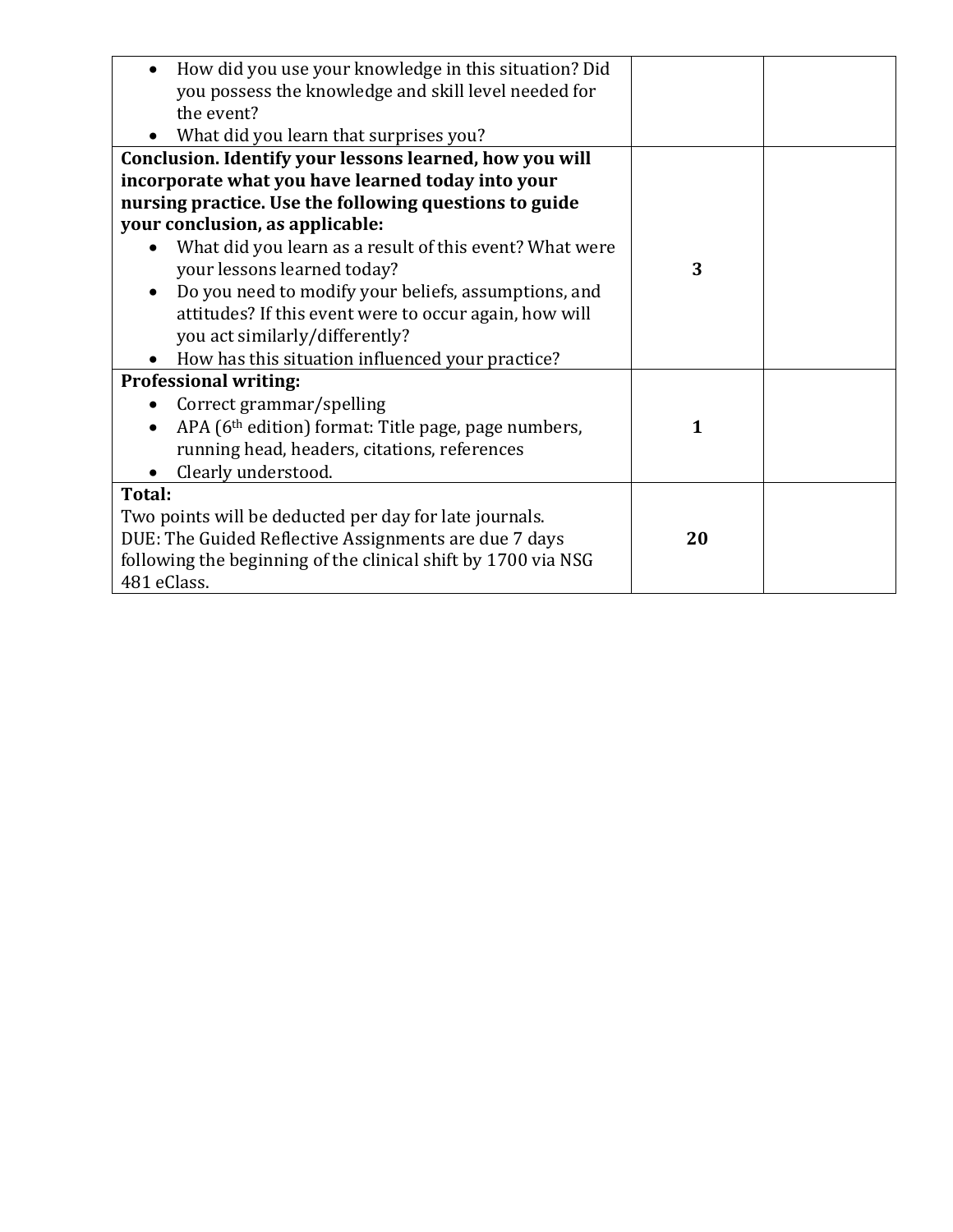| | | |
|---|---|---|
| • How did you use your knowledge in this situation? Did you possess the knowledge and skill level needed for the event?<br>• What did you learn that surprises you? | | |
| **Conclusion. Identify your lessons learned, how you will incorporate what you have learned today into your nursing practice. Use the following questions to guide your conclusion, as applicable:**<br>• What did you learn as a result of this event? What were your lessons learned today?<br>• Do you need to modify your beliefs, assumptions, and attitudes? If this event were to occur again, how will you act similarly/differently?<br>• How has this situation influenced your practice? | **3** | |
| **Professional writing:**<br>• Correct grammar/spelling<br>• APA (6th edition) format: Title page, page numbers, running head, headers, citations, references<br>• Clearly understood. | **1** | |
| **Total:**<br>Two points will be deducted per day for late journals.<br>DUE: The Guided Reflective Assignments are due 7 days following the beginning of the clinical shift by 1700 via NSG 481 eClass. | **20** | |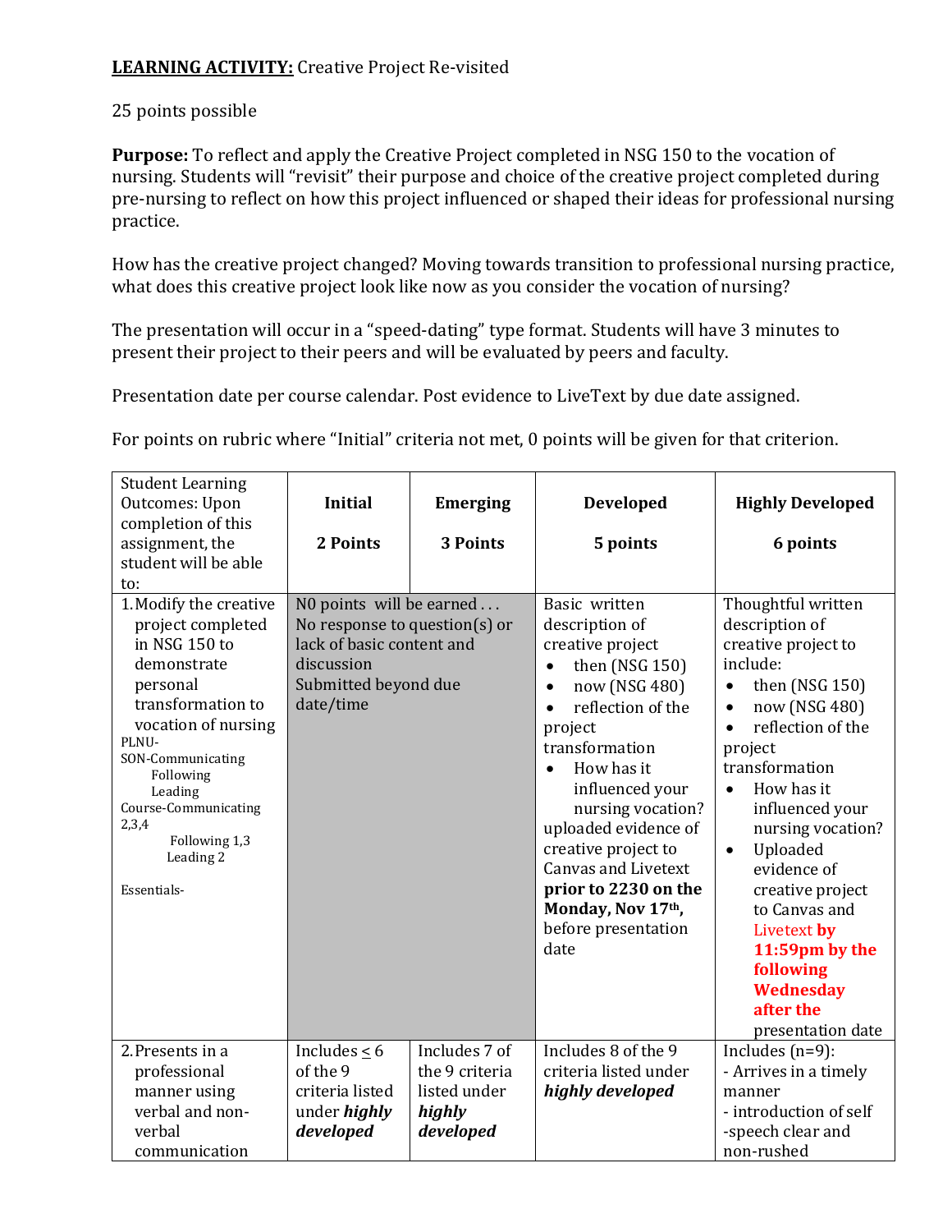**LEARNING ACTIVITY:** Creative Project Re-visited

25 points possible

**Purpose:** To reflect and apply the Creative Project completed in NSG 150 to the vocation of nursing. Students will "revisit" their purpose and choice of the creative project completed during pre-nursing to reflect on how this project influenced or shaped their ideas for professional nursing practice.

How has the creative project changed? Moving towards transition to professional nursing practice, what does this creative project look like now as you consider the vocation of nursing?

The presentation will occur in a "speed-dating" type format. Students will have 3 minutes to present their project to their peers and will be evaluated by peers and faculty.

Presentation date per course calendar. Post evidence to LiveText by due date assigned.

For points on rubric where "Initial" criteria not met, 0 points will be given for that criterion.

| Student Learning Outcomes: Upon completion of this assignment, the student will be able to: | Initial<br><br>2 Points | Emerging<br><br>3 Points | Developed<br><br>5 points | Highly Developed<br><br>6 points |
|---|---|---|---|---|
| 1. Modify the creative project completed in NSG 150 to demonstrate personal transformation to vocation of nursing<br>PLNU-SON-Communicating<br>Following<br>Leading<br>Course-Communicating 2,3,4<br>Following 1,3<br>Leading 2<br><br>Essentials- | N0 points will be earned . . .<br>No response to question(s) or lack of basic content and discussion<br>Submitted beyond due date/time | | Basic written description of creative project<br>• then (NSG 150)<br>• now (NSG 480)<br>• reflection of the project transformation<br>• How has it influenced your nursing vocation?<br>uploaded evidence of creative project to Canvas and Livetext **prior to 2230 on the Monday, Nov 17th,** before presentation date | Thoughtful written description of creative project to include:<br>• then (NSG 150)<br>• now (NSG 480)<br>• reflection of the project transformation<br>• How has it influenced your nursing vocation?<br>• Uploaded evidence of creative project to Canvas and Livetext **by 11:59pm by the following Wednesday after the** presentation date |
| 2. Presents in a professional manner using verbal and non-verbal communication | Includes ≤ 6 of the 9 criteria listed under ***highly developed*** | Includes 7 of the 9 criteria listed under ***highly developed*** | Includes 8 of the 9 criteria listed under ***highly developed*** | Includes (n=9):<br>- Arrives in a timely manner<br>- introduction of self<br>-speech clear and non-rushed |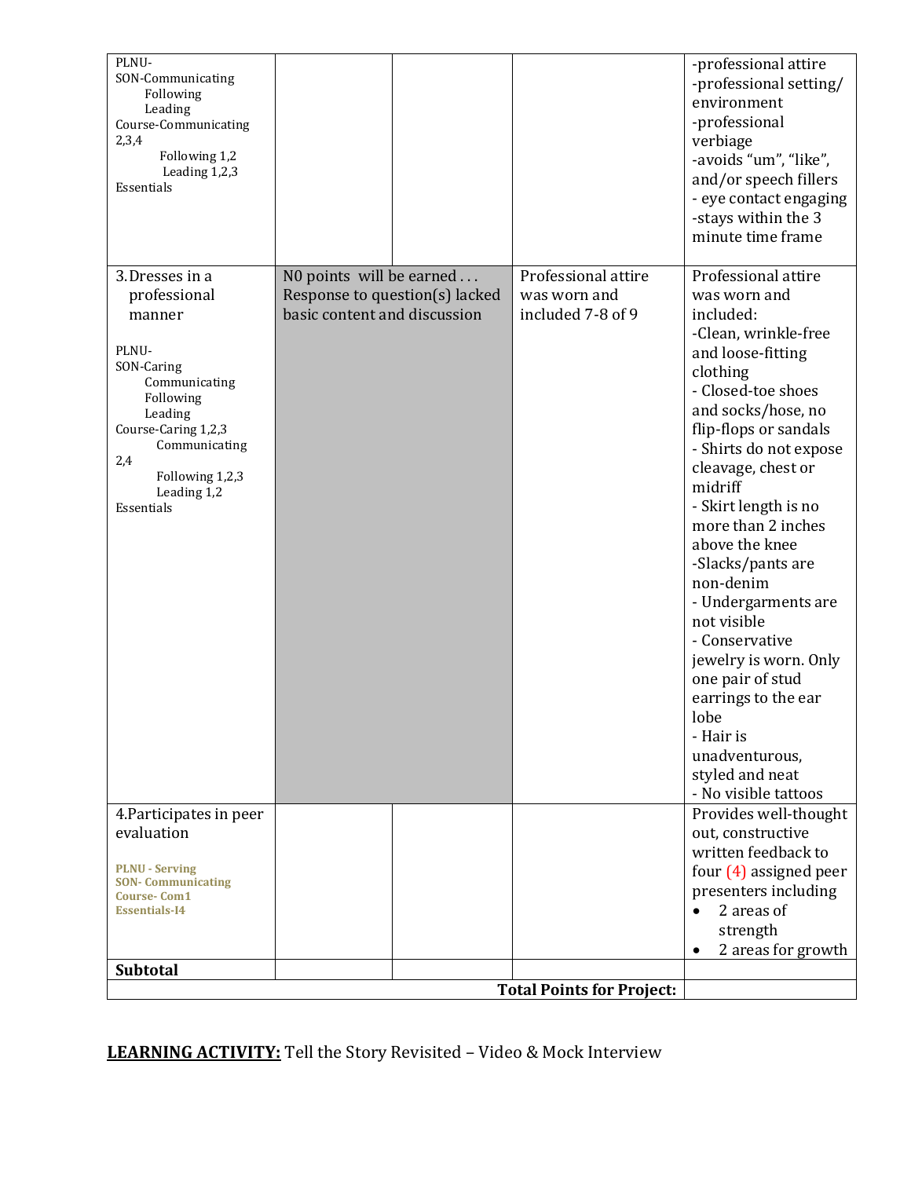| | | | | |
|---|---|---|---|---|
| PLNU-<br>SON-Communicating<br>Following<br>Leading<br>Course-Communicating 2,3,4<br>Following 1,2<br>Leading 1,2,3<br>Essentials | | | | -professional attire<br>-professional setting/ environment<br>-professional verbiage<br>-avoids "um", "like", and/or speech fillers<br>- eye contact engaging<br>-stays within the 3 minute time frame |
| 3. Dresses in a professional manner<br><br>PLNU-<br>SON-Caring<br>Communicating<br>Following<br>Leading<br>Course-Caring 1,2,3<br>Communicating 2,4<br>Following 1,2,3<br>Leading 1,2<br>Essentials | N0 points will be earned . . . Response to question(s) lacked basic content and discussion | | Professional attire was worn and included 7-8 of 9 | Professional attire was worn and included:<br>-Clean, wrinkle-free and loose-fitting clothing<br>- Closed-toe shoes and socks/hose, no flip-flops or sandals<br>- Shirts do not expose cleavage, chest or midriff<br>- Skirt length is no more than 2 inches above the knee<br>-Slacks/pants are non-denim<br>- Undergarments are not visible<br>- Conservative jewelry is worn. Only one pair of stud earrings to the ear lobe<br>- Hair is unadventurous, styled and neat<br>- No visible tattoos |
| 4. Participates in peer evaluation<br><br>**PLNU - Serving**<br>**SON- Communicating**<br>**Course- Com1**<br>**Essentials-I4** | | | | Provides well-thought out, constructive written feedback to four (4) assigned peer presenters including<br>• 2 areas of strength<br>• 2 areas for growth |
| **Subtotal** | | | | |
| | | | **Total Points for Project:** | |

**LEARNING ACTIVITY:** Tell the Story Revisited – Video & Mock Interview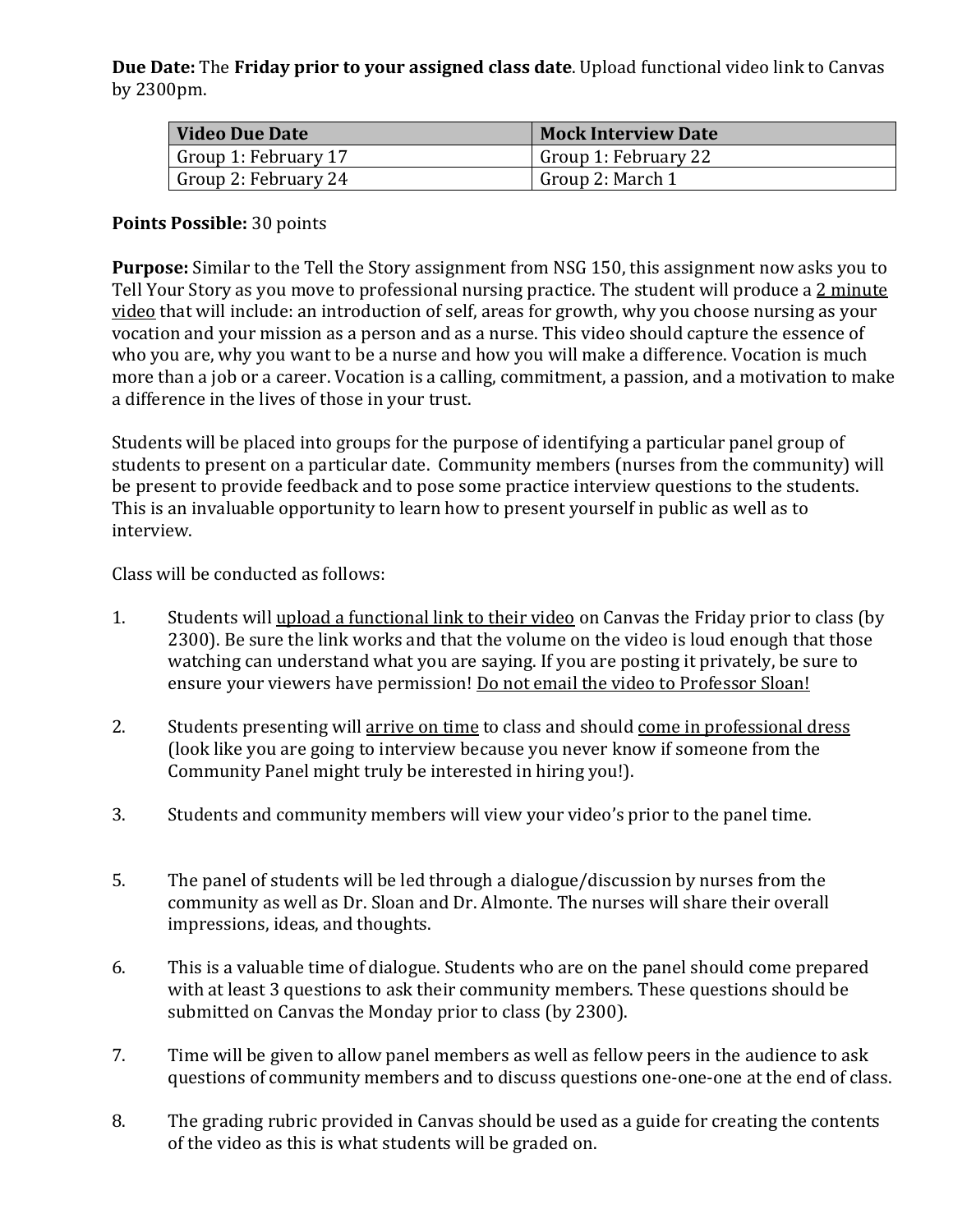**Due Date:** The **Friday prior to your assigned class date**. Upload functional video link to Canvas by 2300pm.

| Video Due Date | Mock Interview Date |
|---|---|
| Group 1: February 17 | Group 1: February 22 |
| Group 2: February 24 | Group 2: March 1 |

**Points Possible:** 30 points

**Purpose:** Similar to the Tell the Story assignment from NSG 150, this assignment now asks you to Tell Your Story as you move to professional nursing practice. The student will produce a <u>2 minute video</u> that will include: an introduction of self, areas for growth, why you choose nursing as your vocation and your mission as a person and as a nurse. This video should capture the essence of who you are, why you want to be a nurse and how you will make a difference. Vocation is much more than a job or a career. Vocation is a calling, commitment, a passion, and a motivation to make a difference in the lives of those in your trust.

Students will be placed into groups for the purpose of identifying a particular panel group of students to present on a particular date. Community members (nurses from the community) will be present to provide feedback and to pose some practice interview questions to the students. This is an invaluable opportunity to learn how to present yourself in public as well as to interview.

Class will be conducted as follows:

1. Students will <u>upload a functional link to their video</u> on Canvas the Friday prior to class (by 2300). Be sure the link works and that the volume on the video is loud enough that those watching can understand what you are saying. If you are posting it privately, be sure to ensure your viewers have permission! <u>Do not email the video to Professor Sloan!</u>

2. Students presenting will <u>arrive on time</u> to class and should <u>come in professional dress</u> (look like you are going to interview because you never know if someone from the Community Panel might truly be interested in hiring you!).

3. Students and community members will view your video's prior to the panel time.

5. The panel of students will be led through a dialogue/discussion by nurses from the community as well as Dr. Sloan and Dr. Almonte. The nurses will share their overall impressions, ideas, and thoughts.

6. This is a valuable time of dialogue. Students who are on the panel should come prepared with at least 3 questions to ask their community members. These questions should be submitted on Canvas the Monday prior to class (by 2300).

7. Time will be given to allow panel members as well as fellow peers in the audience to ask questions of community members and to discuss questions one-one-one at the end of class.

8. The grading rubric provided in Canvas should be used as a guide for creating the contents of the video as this is what students will be graded on.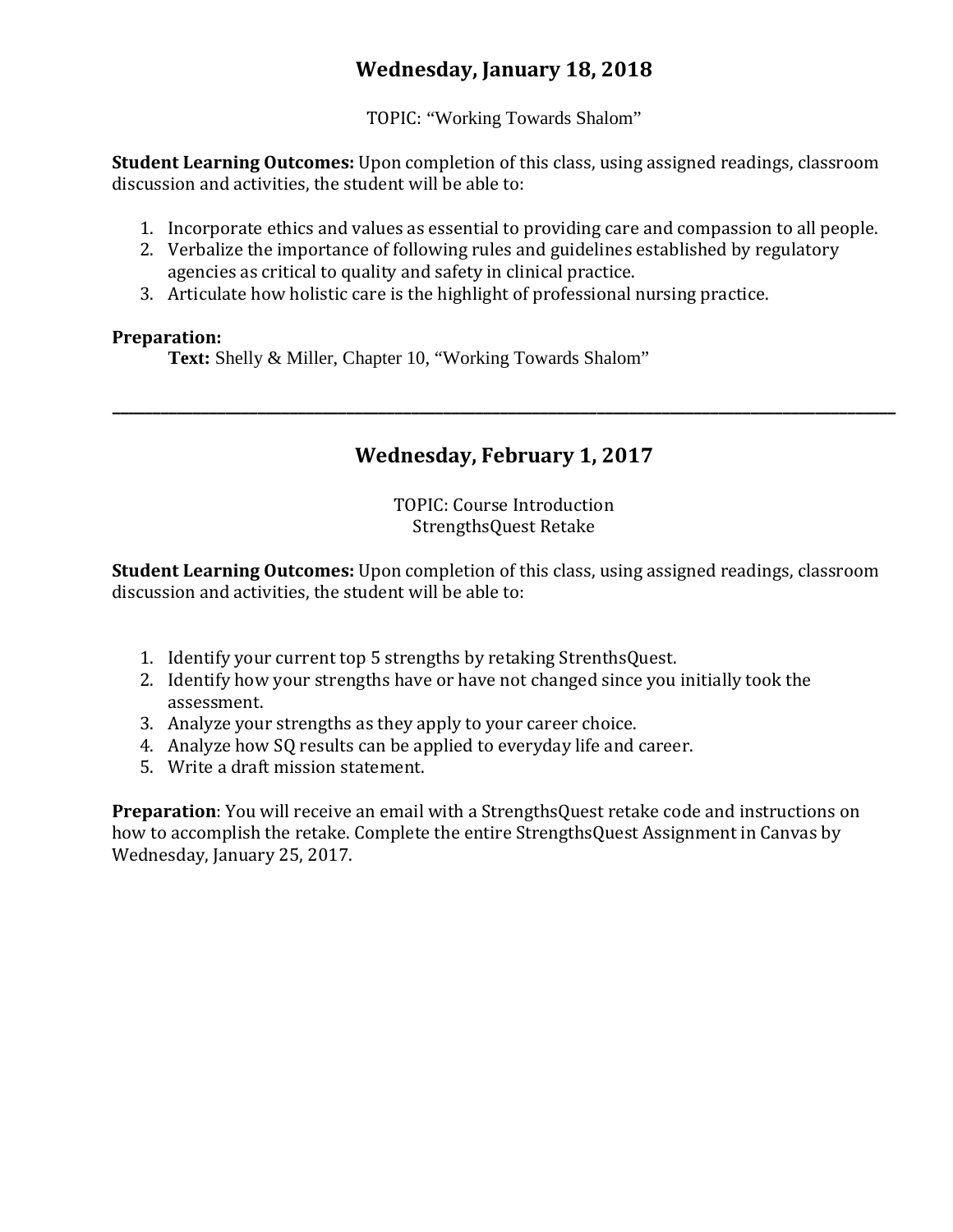## Wednesday, January 18, 2018

TOPIC: "Working Towards Shalom"

**Student Learning Outcomes:** Upon completion of this class, using assigned readings, classroom discussion and activities, the student will be able to:

1. Incorporate ethics and values as essential to providing care and compassion to all people.
2. Verbalize the importance of following rules and guidelines established by regulatory agencies as critical to quality and safety in clinical practice.
3. Articulate how holistic care is the highlight of professional nursing practice.

**Preparation:**

**Text:** Shelly & Miller, Chapter 10, "Working Towards Shalom"

---

## Wednesday, February 1, 2017

TOPIC: Course Introduction
StrengthsQuest Retake

**Student Learning Outcomes:** Upon completion of this class, using assigned readings, classroom discussion and activities, the student will be able to:

1. Identify your current top 5 strengths by retaking StrenthsQuest.
2. Identify how your strengths have or have not changed since you initially took the assessment.
3. Analyze your strengths as they apply to your career choice.
4. Analyze how SQ results can be applied to everyday life and career.
5. Write a draft mission statement.

**Preparation**: You will receive an email with a StrengthsQuest retake code and instructions on how to accomplish the retake. Complete the entire StrengthsQuest Assignment in Canvas by Wednesday, January 25, 2017.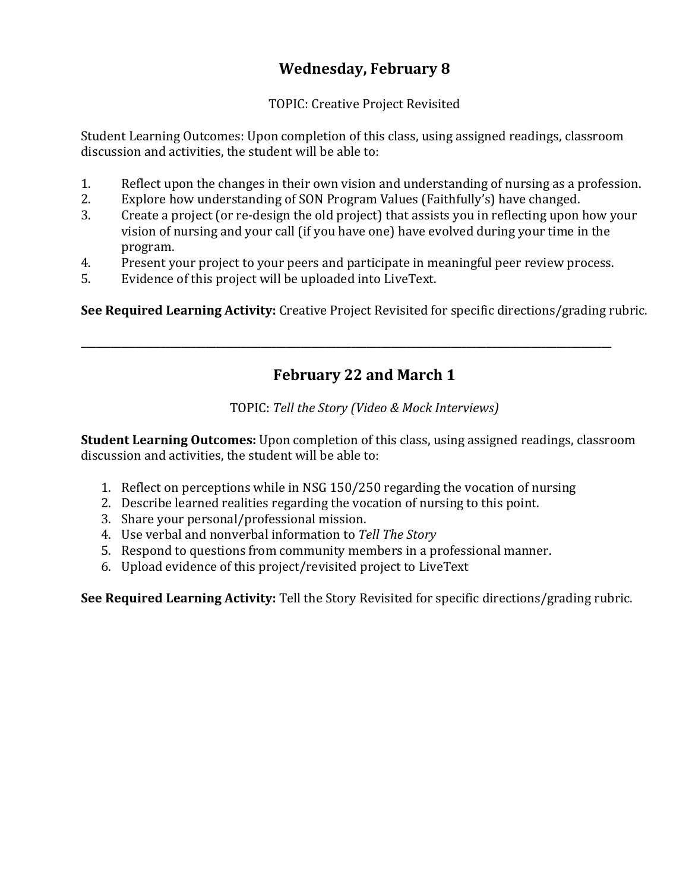## Wednesday, February 8

TOPIC: Creative Project Revisited

Student Learning Outcomes: Upon completion of this class, using assigned readings, classroom discussion and activities, the student will be able to:

1. Reflect upon the changes in their own vision and understanding of nursing as a profession.
2. Explore how understanding of SON Program Values (Faithfully's) have changed.
3. Create a project (or re-design the old project) that assists you in reflecting upon how your vision of nursing and your call (if you have one) have evolved during your time in the program.
4. Present your project to your peers and participate in meaningful peer review process.
5. Evidence of this project will be uploaded into LiveText.

**See Required Learning Activity:** Creative Project Revisited for specific directions/grading rubric.

---

## February 22 and March 1

TOPIC: *Tell the Story (Video & Mock Interviews)*

**Student Learning Outcomes:** Upon completion of this class, using assigned readings, classroom discussion and activities, the student will be able to:

1. Reflect on perceptions while in NSG 150/250 regarding the vocation of nursing
2. Describe learned realities regarding the vocation of nursing to this point.
3. Share your personal/professional mission.
4. Use verbal and nonverbal information to *Tell The Story*
5. Respond to questions from community members in a professional manner.
6. Upload evidence of this project/revisited project to LiveText

**See Required Learning Activity:** Tell the Story Revisited for specific directions/grading rubric.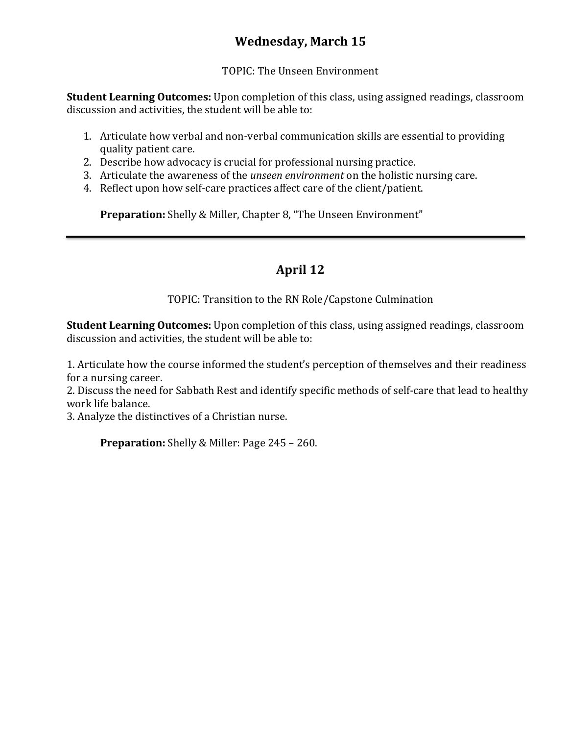## Wednesday, March 15

TOPIC: The Unseen Environment

**Student Learning Outcomes:** Upon completion of this class, using assigned readings, classroom discussion and activities, the student will be able to:

1. Articulate how verbal and non-verbal communication skills are essential to providing quality patient care.
2. Describe how advocacy is crucial for professional nursing practice.
3. Articulate the awareness of the *unseen environment* on the holistic nursing care.
4. Reflect upon how self-care practices affect care of the client/patient.

**Preparation:** Shelly & Miller, Chapter 8, "The Unseen Environment"

---

## April 12

TOPIC: Transition to the RN Role/Capstone Culmination

**Student Learning Outcomes:** Upon completion of this class, using assigned readings, classroom discussion and activities, the student will be able to:

1. Articulate how the course informed the student's perception of themselves and their readiness for a nursing career.
2. Discuss the need for Sabbath Rest and identify specific methods of self-care that lead to healthy work life balance.
3. Analyze the distinctives of a Christian nurse.

**Preparation:** Shelly & Miller: Page 245 – 260.